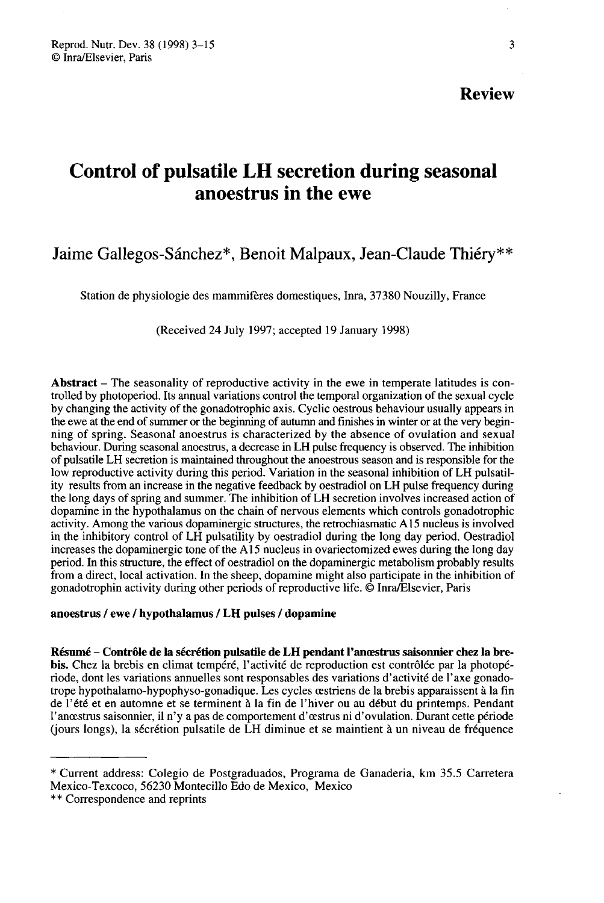**Review**

# Control of pulsatile LH secretion during seasonal anoestrus in the ewe

Jaime Gallegos-Sánchez*, Benoit Malpaux, Jean-Claude Thiéry**

Station de physiologie des mammifères domestiques, Inra, 37380 Nouzilly, France

(Received 24 July 1997; accepted 19 January 1998)

**Abstract** – The seasonality of reproductive activity in the ewe in temperate latitudes is controlled by photoperiod. Its annual variations control the temporal organization of the sexual cycle by changing the activity of the gonadotrophic axis. Cyclic oestrous behaviour usually appears in the ewe at the end of summer or the beginning of autumn and finishes in winter or at the very beginning of spring. Seasonal anoestrus is characterized by the absence of ovulation and sexual behaviour. During seasonal anoestrus, a decrease in LH pulse frequency is observed. The inhibition of pulsatile LH secretion is maintained throughout the anoestrous season and is responsible for the low reproductive activity during this period. Variation in the seasonal inhibition of LH pulsatility results from an increase in the negative feedback by oestradiol on LH pulse frequency during the long days of spring and summer. The inhibition of LH secretion involves increased action of dopamine in the hypothalamus on the chain of nervous elements which controls gonadotrophic activity. Among the various dopaminergic structures, the retrochiasmatic A15 nucleus is involved in the inhibitory control of LH pulsatility by oestradiol during the long day period. Oestradiol increases the dopaminergic tone of the A15 nucleus in ovariectomized ewes during the long day period. In this structure, the effect of oestradiol on the dopaminergic metabolism probably results from a direct, local activation. In the sheep, dopamine might also participate in the inhibition of gonadotrophin activity during other periods of reproductive life. © Inra/Elsevier, Paris

**anoestrus / ewe / hypothalamus / LH pulses / dopamine**

**Résumé – Contrôle de la sécrétion pulsatile de LH pendant l'anœstrus saisonnier chez la brebis.** Chez la brebis en climat tempéré, l'activité de reproduction est contrôlée par la photopériode, dont les variations annuelles sont responsables des variations d'activité de l'axe gonadotrope hypothalamo-hypophyso-gonadique. Les cycles œstriens de la brebis apparaissent à la fin de l'été et en automne et se terminent à la fin de l'hiver ou au début du printemps. Pendant l'anœstrus saisonnier, il n'y a pas de comportement d'œstrus ni d'ovulation. Durant cette période (jours longs), la sécrétion pulsatile de LH diminue et se maintient à un niveau de fréquence

---

\* Current address: Colegio de Postgraduados, Programa de Ganaderia, km 35.5 Carretera Mexico-Texcoco, 56230 Montecillo Edo de Mexico, Mexico

\*\* Correspondence and reprints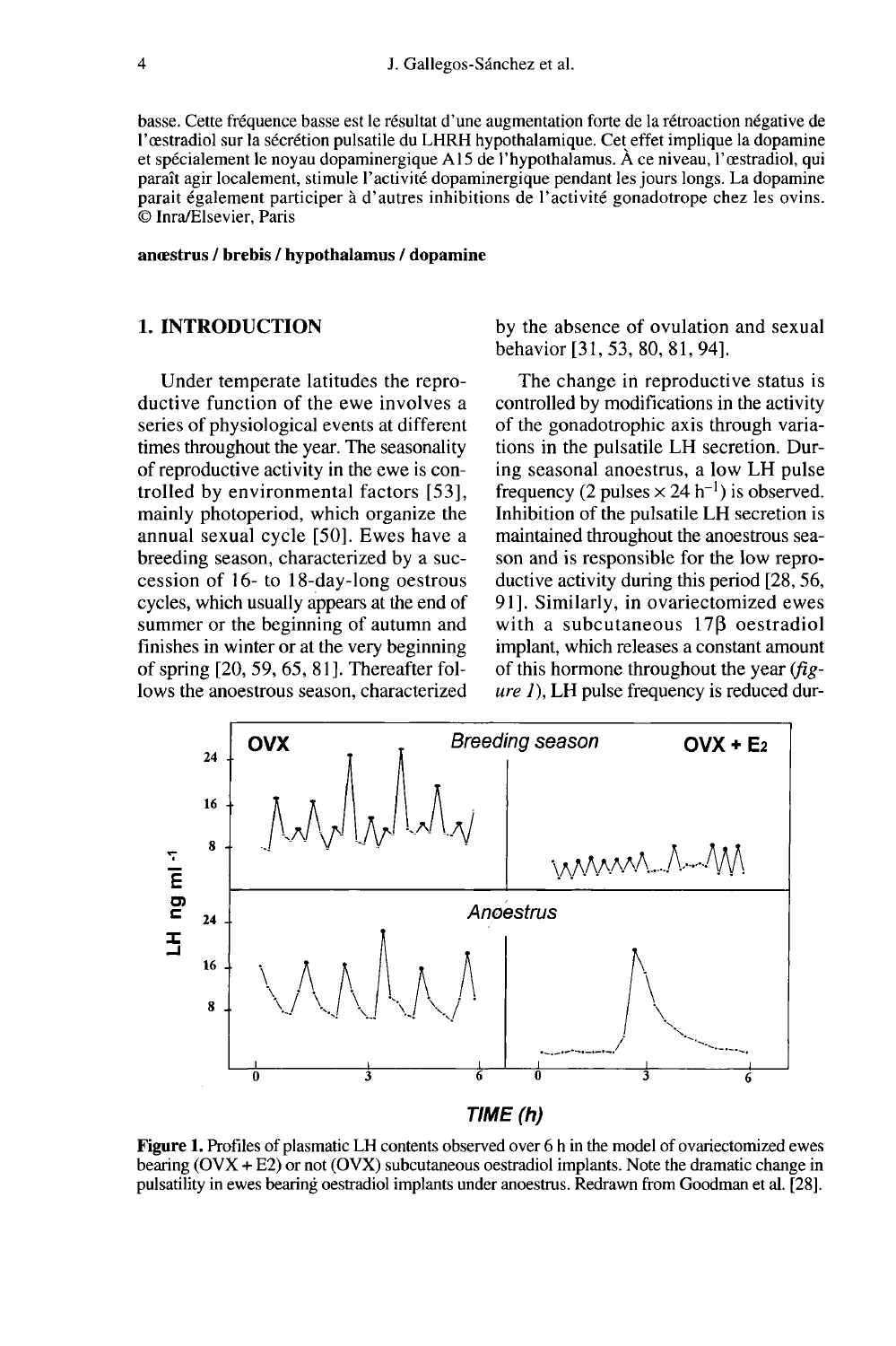basse. Cette fréquence basse est le résultat d'une augmentation forte de la rétroaction négative de l'œstradiol sur la sécrétion pulsatile du LHRH hypothalamique. Cet effet implique la dopamine et spécialement le noyau dopaminergique A15 de l'hypothalamus. À ce niveau, l'œstradiol, qui paraît agir localement, stimule l'activité dopaminergique pendant les jours longs. La dopamine parait également participer à d'autres inhibitions de l'activité gonadotrope chez les ovins. © Inra/Elsevier, Paris

**anœstrus / brebis / hypothalamus / dopamine**

## 1. INTRODUCTION

Under temperate latitudes the reproductive function of the ewe involves a series of physiological events at different times throughout the year. The seasonality of reproductive activity in the ewe is controlled by environmental factors [53], mainly photoperiod, which organize the annual sexual cycle [50]. Ewes have a breeding season, characterized by a succession of 16- to 18-day-long oestrous cycles, which usually appears at the end of summer or the beginning of autumn and finishes in winter or at the very beginning of spring [20, 59, 65, 81]. Thereafter follows the anoestrous season, characterized by the absence of ovulation and sexual behavior [31, 53, 80, 81, 94].

The change in reproductive status is controlled by modifications in the activity of the gonadotrophic axis through variations in the pulsatile LH secretion. During seasonal anoestrus, a low LH pulse frequency (2 pulses $\times$ 24 $h^{-1}$) is observed. Inhibition of the pulsatile LH secretion is maintained throughout the anoestrous season and is responsible for the low reproductive activity during this period [28, 56, 91]. Similarly, in ovariectomized ewes with a subcutaneous 17β oestradiol implant, which releases a constant amount of this hormone throughout the year (*figure 1*), LH pulse frequency is reduced dur-

**Figure 1.** Profiles of plasmatic LH contents observed over 6 h in the model of ovariectomized ewes bearing (OVX + E2) or not (OVX) subcutaneous oestradiol implants. Note the dramatic change in pulsatility in ewes bearing oestradiol implants under anoestrus. Redrawn from Goodman et al. [28].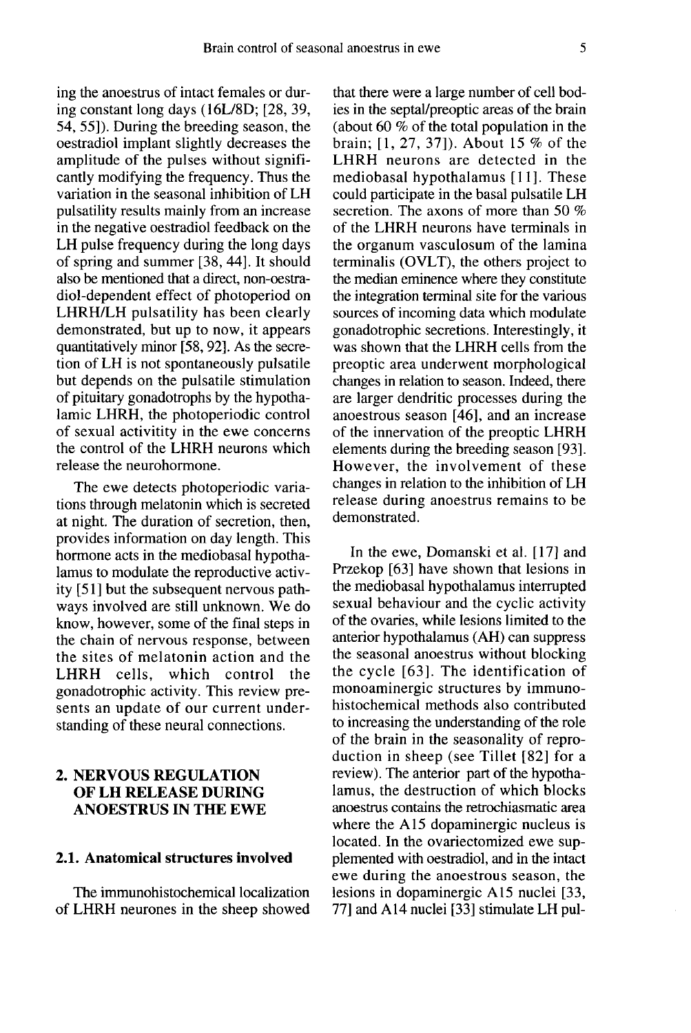ing the anoestrus of intact females or during constant long days (16L/8D; [28, 39, 54, 55]). During the breeding season, the oestradiol implant slightly decreases the amplitude of the pulses without significantly modifying the frequency. Thus the variation in the seasonal inhibition of LH pulsatility results mainly from an increase in the negative oestradiol feedback on the LH pulse frequency during the long days of spring and summer [38, 44]. It should also be mentioned that a direct, non-oestradiol-dependent effect of photoperiod on LHRH/LH pulsatility has been clearly demonstrated, but up to now, it appears quantitatively minor [58, 92]. As the secretion of LH is not spontaneously pulsatile but depends on the pulsatile stimulation of pituitary gonadotrophs by the hypothalamic LHRH, the photoperiodic control of sexual activitity in the ewe concerns the control of the LHRH neurons which release the neurohormone.

The ewe detects photoperiodic variations through melatonin which is secreted at night. The duration of secretion, then, provides information on day length. This hormone acts in the mediobasal hypothalamus to modulate the reproductive activity [51] but the subsequent nervous pathways involved are still unknown. We do know, however, some of the final steps in the chain of nervous response, between the sites of melatonin action and the LHRH cells, which control the gonadotrophic activity. This review presents an update of our current understanding of these neural connections.

## 2. NERVOUS REGULATION OF LH RELEASE DURING ANOESTRUS IN THE EWE

### 2.1. Anatomical structures involved

The immunohistochemical localization of LHRH neurones in the sheep showed that there were a large number of cell bodies in the septal/preoptic areas of the brain (about 60 % of the total population in the brain; [1, 27, 37]). About 15 % of the LHRH neurons are detected in the mediobasal hypothalamus [11]. These could participate in the basal pulsatile LH secretion. The axons of more than 50 % of the LHRH neurons have terminals in the organum vasculosum of the lamina terminalis (OVLT), the others project to the median eminence where they constitute the integration terminal site for the various sources of incoming data which modulate gonadotrophic secretions. Interestingly, it was shown that the LHRH cells from the preoptic area underwent morphological changes in relation to season. Indeed, there are larger dendritic processes during the anoestrous season [46], and an increase of the innervation of the preoptic LHRH elements during the breeding season [93]. However, the involvement of these changes in relation to the inhibition of LH release during anoestrus remains to be demonstrated.

In the ewe, Domanski et al. [17] and Przekop [63] have shown that lesions in the mediobasal hypothalamus interrupted sexual behaviour and the cyclic activity of the ovaries, while lesions limited to the anterior hypothalamus (AH) can suppress the seasonal anoestrus without blocking the cycle [63]. The identification of monoaminergic structures by immunohistochemical methods also contributed to increasing the understanding of the role of the brain in the seasonality of reproduction in sheep (see Tillet [82] for a review). The anterior part of the hypothalamus, the destruction of which blocks anoestrus contains the retrochiasmatic area where the A15 dopaminergic nucleus is located. In the ovariectomized ewe supplemented with oestradiol, and in the intact ewe during the anoestrous season, the lesions in dopaminergic A15 nuclei [33, 77] and A14 nuclei [33] stimulate LH pul-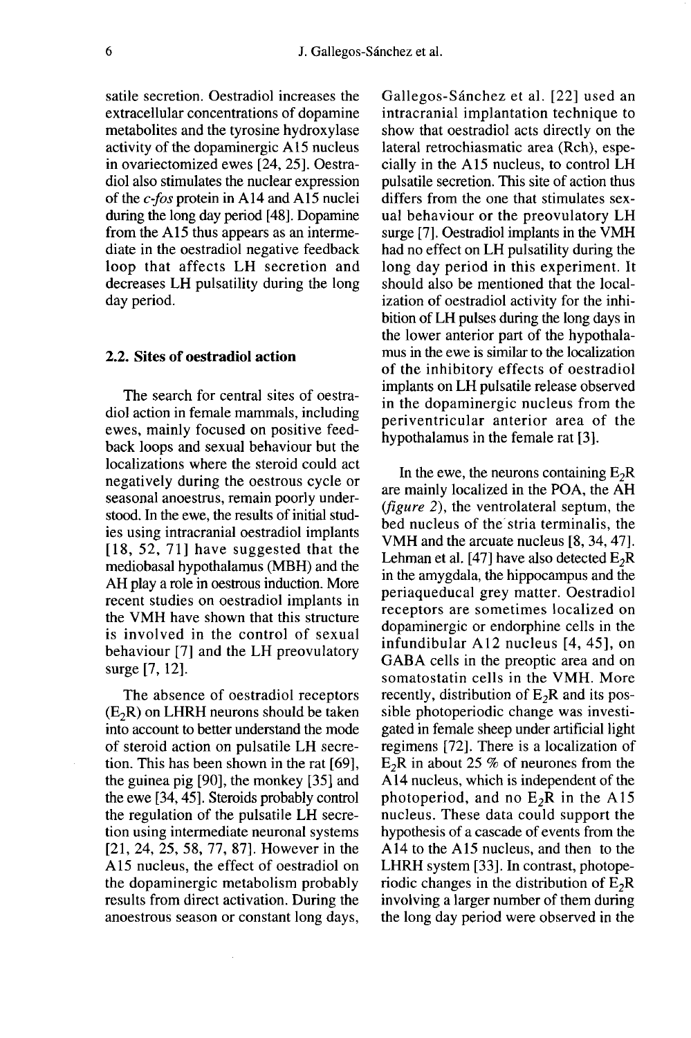satile secretion. Oestradiol increases the extracellular concentrations of dopamine metabolites and the tyrosine hydroxylase activity of the dopaminergic A15 nucleus in ovariectomized ewes [24, 25]. Oestradiol also stimulates the nuclear expression of the *c-fos* protein in A14 and A15 nuclei during the long day period [48]. Dopamine from the A15 thus appears as an intermediate in the oestradiol negative feedback loop that affects LH secretion and decreases LH pulsatility during the long day period.

## 2.2. Sites of oestradiol action

The search for central sites of oestradiol action in female mammals, including ewes, mainly focused on positive feedback loops and sexual behaviour but the localizations where the steroid could act negatively during the oestrous cycle or seasonal anoestrus, remain poorly understood. In the ewe, the results of initial studies using intracranial oestradiol implants [18, 52, 71] have suggested that the mediobasal hypothalamus (MBH) and the AH play a role in oestrous induction. More recent studies on oestradiol implants in the VMH have shown that this structure is involved in the control of sexual behaviour [7] and the LH preovulatory surge [7, 12].

The absence of oestradiol receptors ($E_2R$) on LHRH neurons should be taken into account to better understand the mode of steroid action on pulsatile LH secretion. This has been shown in the rat [69], the guinea pig [90], the monkey [35] and the ewe [34, 45]. Steroids probably control the regulation of the pulsatile LH secretion using intermediate neuronal systems [21, 24, 25, 58, 77, 87]. However in the A15 nucleus, the effect of oestradiol on the dopaminergic metabolism probably results from direct activation. During the anoestrous season or constant long days, Gallegos-Sánchez et al. [22] used an intracranial implantation technique to show that oestradiol acts directly on the lateral retrochiasmatic area (Rch), especially in the A15 nucleus, to control LH pulsatile secretion. This site of action thus differs from the one that stimulates sexual behaviour or the preovulatory LH surge [7]. Oestradiol implants in the VMH had no effect on LH pulsatility during the long day period in this experiment. It should also be mentioned that the localization of oestradiol activity for the inhibition of LH pulses during the long days in the lower anterior part of the hypothalamus in the ewe is similar to the localization of the inhibitory effects of oestradiol implants on LH pulsatile release observed in the dopaminergic nucleus from the periventricular anterior area of the hypothalamus in the female rat [3].

In the ewe, the neurons containing $E_2R$ are mainly localized in the POA, the AH (*figure 2*), the ventrolateral septum, the bed nucleus of the stria terminalis, the VMH and the arcuate nucleus [8, 34, 47]. Lehman et al. [47] have also detected $E_2R$ in the amygdala, the hippocampus and the periaqueducal grey matter. Oestradiol receptors are sometimes localized on dopaminergic or endorphine cells in the infundibular A12 nucleus [4, 45], on GABA cells in the preoptic area and on somatostatin cells in the VMH. More recently, distribution of $E_2R$ and its possible photoperiodic change was investigated in female sheep under artificial light regimens [72]. There is a localization of $E_2R$ in about 25 % of neurones from the A14 nucleus, which is independent of the photoperiod, and no $E_2R$ in the A15 nucleus. These data could support the hypothesis of a cascade of events from the A14 to the A15 nucleus, and then to the LHRH system [33]. In contrast, photoperiodic changes in the distribution of $E_2R$ involving a larger number of them during the long day period were observed in the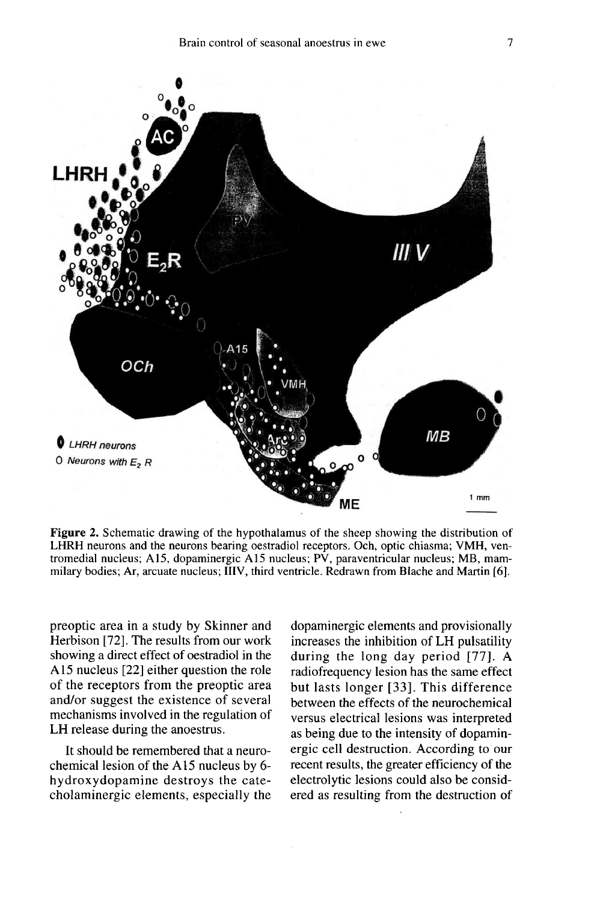**Figure 2.** Schematic drawing of the hypothalamus of the sheep showing the distribution of LHRH neurons and the neurons bearing oestradiol receptors. Och, optic chiasma; VMH, ventromedial nucleus; A15, dopaminergic A15 nucleus; PV, paraventricular nucleus; MB, mammilary bodies; Ar, arcuate nucleus; IIIV, third ventricle. Redrawn from Blache and Martin [6].

preoptic area in a study by Skinner and Herbison [72]. The results from our work showing a direct effect of oestradiol in the A15 nucleus [22] either question the role of the receptors from the preoptic area and/or suggest the existence of several mechanisms involved in the regulation of LH release during the anoestrus.

It should be remembered that a neurochemical lesion of the A15 nucleus by 6-hydroxydopamine destroys the catecholaminergic elements, especially the dopaminergic elements and provisionally increases the inhibition of LH pulsatility during the long day period [77]. A radiofrequency lesion has the same effect but lasts longer [33]. This difference between the effects of the neurochemical versus electrical lesions was interpreted as being due to the intensity of dopaminergic cell destruction. According to our recent results, the greater efficiency of the electrolytic lesions could also be considered as resulting from the destruction of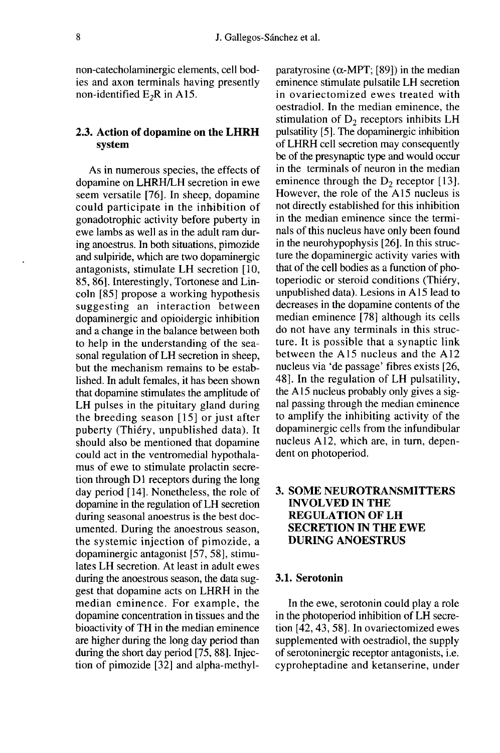non-catecholaminergic elements, cell bodies and axon terminals having presently non-identified $E_2R$ in A15.

### 2.3. Action of dopamine on the LHRH system

As in numerous species, the effects of dopamine on LHRH/LH secretion in ewe seem versatile [76]. In sheep, dopamine could participate in the inhibition of gonadotrophic activity before puberty in ewe lambs as well as in the adult ram during anoestrus. In both situations, pimozide and sulpiride, which are two dopaminergic antagonists, stimulate LH secretion [10, 85, 86]. Interestingly, Tortonese and Lincoln [85] propose a working hypothesis suggesting an interaction between dopaminergic and opioidergic inhibition and a change in the balance between both to help in the understanding of the seasonal regulation of LH secretion in sheep, but the mechanism remains to be established. In adult females, it has been shown that dopamine stimulates the amplitude of LH pulses in the pituitary gland during the breeding season [15] or just after puberty (Thiéry, unpublished data). It should also be mentioned that dopamine could act in the ventromedial hypothalamus of ewe to stimulate prolactin secretion through D1 receptors during the long day period [14]. Nonetheless, the role of dopamine in the regulation of LH secretion during seasonal anoestrus is the best documented. During the anoestrous season, the systemic injection of pimozide, a dopaminergic antagonist [57, 58], stimulates LH secretion. At least in adult ewes during the anoestrous season, the data suggest that dopamine acts on LHRH in the median eminence. For example, the dopamine concentration in tissues and the bioactivity of TH in the median eminence are higher during the long day period than during the short day period [75, 88]. Injection of pimozide [32] and alpha-methylparatyrosine ($\alpha$-MPT; [89]) in the median eminence stimulate pulsatile LH secretion in ovariectomized ewes treated with oestradiol. In the median eminence, the stimulation of $D_2$ receptors inhibits LH pulsatility [5]. The dopaminergic inhibition of LHRH cell secretion may consequently be of the presynaptic type and would occur in the terminals of neuron in the median eminence through the $D_2$ receptor [13]. However, the role of the A15 nucleus is not directly established for this inhibition in the median eminence since the terminals of this nucleus have only been found in the neurohypophysis [26]. In this structure the dopaminergic activity varies with that of the cell bodies as a function of photoperiodic or steroid conditions (Thiéry, unpublished data). Lesions in A15 lead to decreases in the dopamine contents of the median eminence [78] although its cells do not have any terminals in this structure. It is possible that a synaptic link between the A15 nucleus and the A12 nucleus via 'de passage' fibres exists [26, 48]. In the regulation of LH pulsatility, the A15 nucleus probably only gives a signal passing through the median eminence to amplify the inhibiting activity of the dopaminergic cells from the infundibular nucleus A12, which are, in turn, dependent on photoperiod.

## 3. SOME NEUROTRANSMITTERS INVOLVED IN THE REGULATION OF LH SECRETION IN THE EWE DURING ANOESTRUS

### 3.1. Serotonin

In the ewe, serotonin could play a role in the photoperiod inhibition of LH secretion [42, 43, 58]. In ovariectomized ewes supplemented with oestradiol, the supply of serotoninergic receptor antagonists, i.e. cyproheptadine and ketanserine, under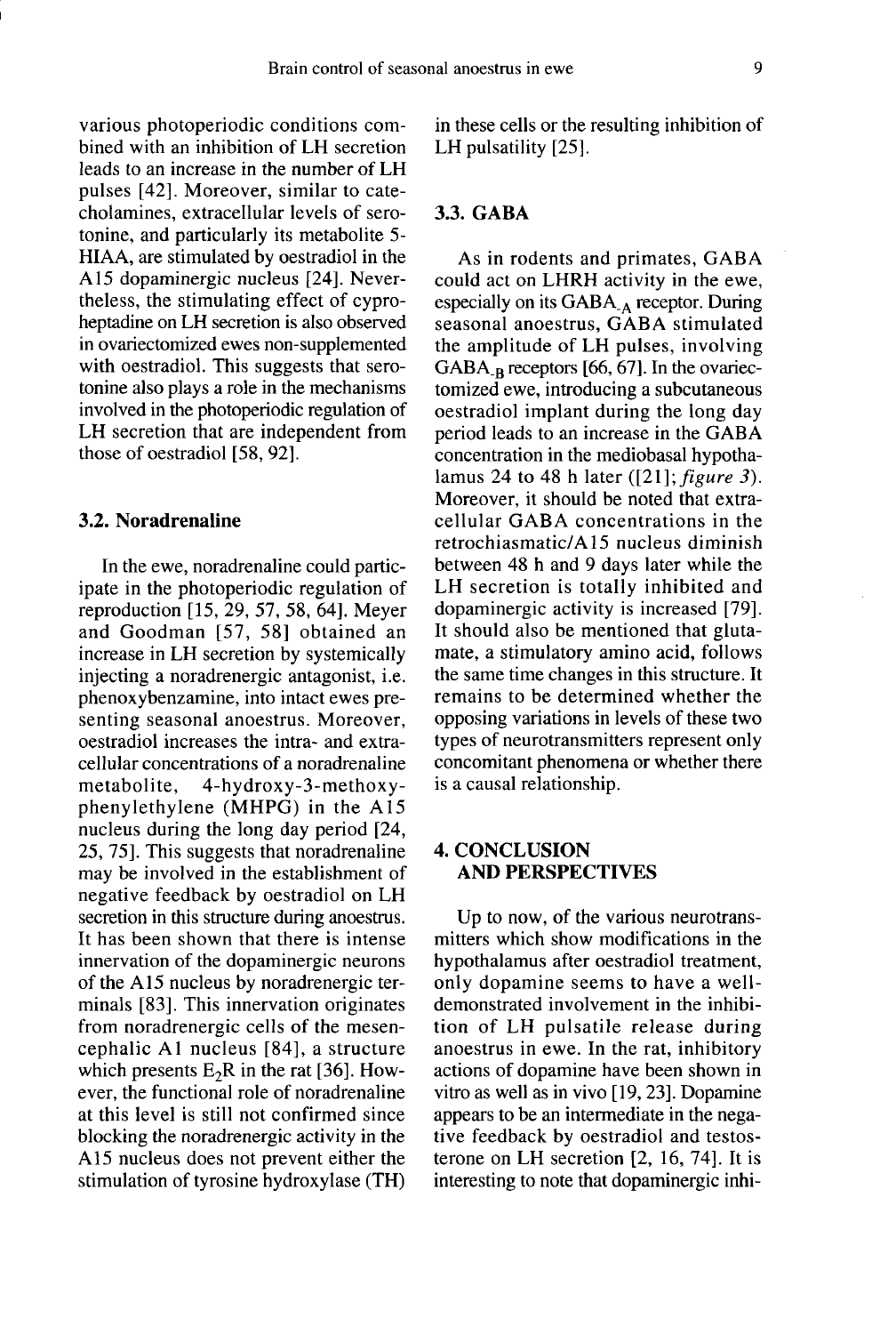various photoperiodic conditions combined with an inhibition of LH secretion leads to an increase in the number of LH pulses [42]. Moreover, similar to catecholamines, extracellular levels of serotonine, and particularly its metabolite 5-HIAA, are stimulated by oestradiol in the A15 dopaminergic nucleus [24]. Nevertheless, the stimulating effect of cyproheptadine on LH secretion is also observed in ovariectomized ewes non-supplemented with oestradiol. This suggests that serotonine also plays a role in the mechanisms involved in the photoperiodic regulation of LH secretion that are independent from those of oestradiol [58, 92].

### 3.2. Noradrenaline

In the ewe, noradrenaline could participate in the photoperiodic regulation of reproduction [15, 29, 57, 58, 64]. Meyer and Goodman [57, 58] obtained an increase in LH secretion by systemically injecting a noradrenergic antagonist, i.e. phenoxybenzamine, into intact ewes presenting seasonal anoestrus. Moreover, oestradiol increases the intra- and extracellular concentrations of a noradrenaline metabolite, 4-hydroxy-3-methoxyphenylethylene (MHPG) in the A15 nucleus during the long day period [24, 25, 75]. This suggests that noradrenaline may be involved in the establishment of negative feedback by oestradiol on LH secretion in this structure during anoestrus. It has been shown that there is intense innervation of the dopaminergic neurons of the A15 nucleus by noradrenergic terminals [83]. This innervation originates from noradrenergic cells of the mesencephalic A1 nucleus [84], a structure which presents $E_2R$ in the rat [36]. However, the functional role of noradrenaline at this level is still not confirmed since blocking the noradrenergic activity in the A15 nucleus does not prevent either the stimulation of tyrosine hydroxylase (TH) in these cells or the resulting inhibition of LH pulsatility [25].

### 3.3. GABA

As in rodents and primates, GABA could act on LHRH activity in the ewe, especially on its $GABA_{-A}$ receptor. During seasonal anoestrus, GABA stimulated the amplitude of LH pulses, involving $GABA_{-B}$ receptors [66, 67]. In the ovariectomized ewe, introducing a subcutaneous oestradiol implant during the long day period leads to an increase in the GABA concentration in the mediobasal hypothalamus 24 to 48 h later ([21]; *figure 3*). Moreover, it should be noted that extracellular GABA concentrations in the retrochiasmatic/A15 nucleus diminish between 48 h and 9 days later while the LH secretion is totally inhibited and dopaminergic activity is increased [79]. It should also be mentioned that glutamate, a stimulatory amino acid, follows the same time changes in this structure. It remains to be determined whether the opposing variations in levels of these two types of neurotransmitters represent only concomitant phenomena or whether there is a causal relationship.

## 4. CONCLUSION AND PERSPECTIVES

Up to now, of the various neurotransmitters which show modifications in the hypothalamus after oestradiol treatment, only dopamine seems to have a well-demonstrated involvement in the inhibition of LH pulsatile release during anoestrus in ewe. In the rat, inhibitory actions of dopamine have been shown in vitro as well as in vivo [19, 23]. Dopamine appears to be an intermediate in the negative feedback by oestradiol and testosterone on LH secretion [2, 16, 74]. It is interesting to note that dopaminergic inhi-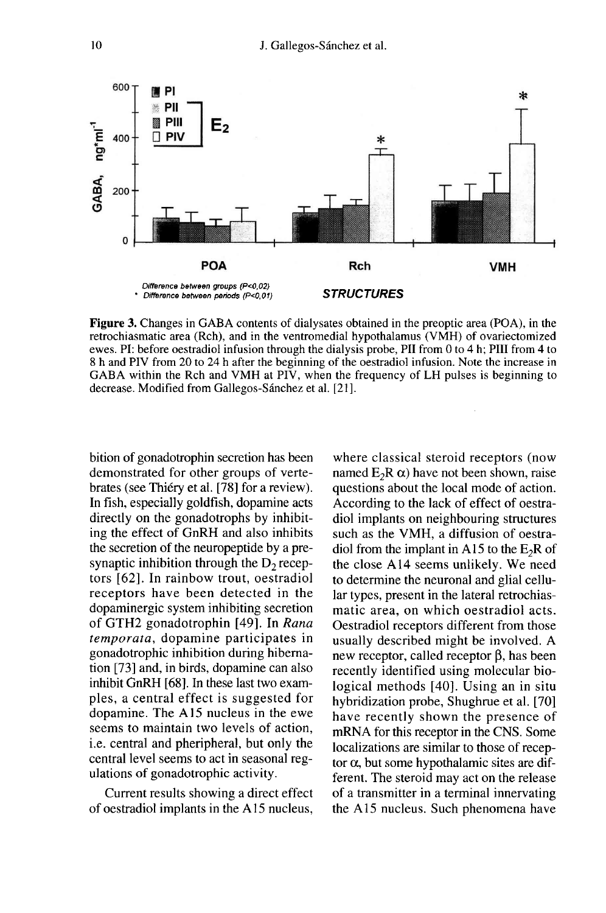**Figure 3.** Changes in GABA contents of dialysates obtained in the preoptic area (POA), in the retrochiasmatic area (Rch), and in the ventromedial hypothalamus (VMH) of ovariectomized ewes. PI: before oestradiol infusion through the dialysis probe, PII from 0 to 4 h; PIII from 4 to 8 h and PIV from 20 to 24 h after the beginning of the oestradiol infusion. Note the increase in GABA within the Rch and VMH at PIV, when the frequency of LH pulses is beginning to decrease. Modified from Gallegos-Sánchez et al. [21].

bition of gonadotrophin secretion has been demonstrated for other groups of vertebrates (see Thiéry et al. [78] for a review). In fish, especially goldfish, dopamine acts directly on the gonadotrophs by inhibiting the effect of GnRH and also inhibits the secretion of the neuropeptide by a presynaptic inhibition through the $D_2$ receptors [62]. In rainbow trout, oestradiol receptors have been detected in the dopaminergic system inhibiting secretion of GTH2 gonadotrophin [49]. In *Rana temporata*, dopamine participates in gonadotrophic inhibition during hibernation [73] and, in birds, dopamine can also inhibit GnRH [68]. In these last two examples, a central effect is suggested for dopamine. The A15 nucleus in the ewe seems to maintain two levels of action, i.e. central and pheripheral, but only the central level seems to act in seasonal regulations of gonadotrophic activity.

Current results showing a direct effect of oestradiol implants in the A15 nucleus, where classical steroid receptors (now named $E_2R$ $\alpha$) have not been shown, raise questions about the local mode of action. According to the lack of effect of oestradiol implants on neighbouring structures such as the VMH, a diffusion of oestradiol from the implant in A15 to the $E_2R$ of the close A14 seems unlikely. We need to determine the neuronal and glial cellular types, present in the lateral retrochiasmatic area, on which oestradiol acts. Oestradiol receptors different from those usually described might be involved. A new receptor, called receptor $\beta$, has been recently identified using molecular biological methods [40]. Using an in situ hybridization probe, Shughrue et al. [70] have recently shown the presence of mRNA for this receptor in the CNS. Some localizations are similar to those of receptor $\alpha$, but some hypothalamic sites are different. The steroid may act on the release of a transmitter in a terminal innervating the A15 nucleus. Such phenomena have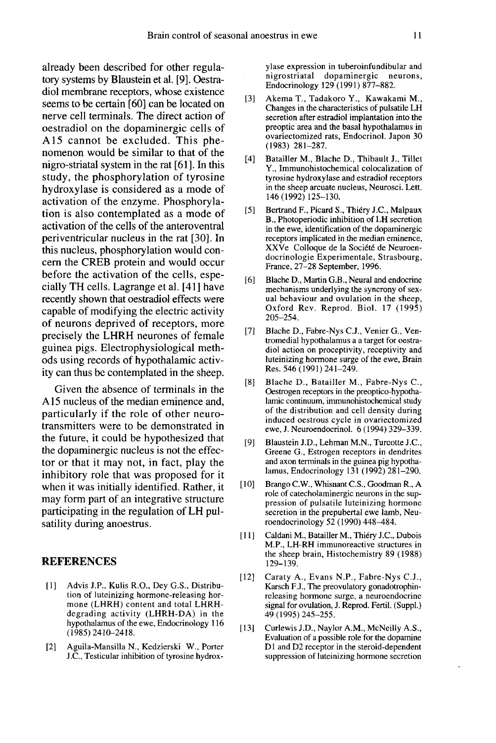already been described for other regulatory systems by Blaustein et al. [9]. Oestradiol membrane receptors, whose existence seems to be certain [60] can be located on nerve cell terminals. The direct action of oestradiol on the dopaminergic cells of A15 cannot be excluded. This phenomenon would be similar to that of the nigro-striatal system in the rat [61]. In this study, the phosphorylation of tyrosine hydroxylase is considered as a mode of activation of the enzyme. Phosphorylation is also contemplated as a mode of activation of the cells of the anteroventral periventricular nucleus in the rat [30]. In this nucleus, phosphorylation would concern the CREB protein and would occur before the activation of the cells, especially TH cells. Lagrange et al. [41] have recently shown that oestradiol effects were capable of modifying the electric activity of neurons deprived of receptors, more precisely the LHRH neurones of female guinea pigs. Electrophysiological methods using records of hypothalamic activity can thus be contemplated in the sheep.

Given the absence of terminals in the A15 nucleus of the median eminence and, particularly if the role of other neurotransmitters were to be demonstrated in the future, it could be hypothesized that the dopaminergic nucleus is not the effector or that it may not, in fact, play the inhibitory role that was proposed for it when it was initially identified. Rather, it may form part of an integrative structure participating in the regulation of LH pulsatility during anoestrus.

## REFERENCES

[1] Advis J.P., Kulis R.O., Dey G.S., Distribution of luteinizing hormone-releasing hormone (LHRH) content and total LHRH-degrading activity (LHRH-DA) in the hypothalamus of the ewe, Endocrinology 116 (1985) 2410–2418.

[2] Aguila-Mansilla N., Kedzierski W., Porter J.C., Testicular inhibition of tyrosine hydroxylase expression in tuberoinfundibular and nigrostriatal dopaminergic neurons, Endocrinology 129 (1991) 877–882.

[3] Akema T., Tadakoro Y., Kawakami M., Changes in the characteristics of pulsatile LH secretion after estradiol implantation into the preoptic area and the basal hypothalamus in ovariectomized rats, Endocrinol. Japon 30 (1983) 281–287.

[4] Batailler M., Blache D., Thibault J., Tillet Y., Immunohistochemical colocalization of tyrosine hydroxylase and estradiol receptors in the sheep arcuate nucleus, Neurosci. Lett. 146 (1992) 125–130.

[5] Bertrand F., Picard S., Thiéry J.C., Malpaux B., Photoperiodic inhibition of LH secretion in the ewe, identification of the dopaminergic receptors implicated in the median eminence, XXVe Colloque de la Société de Neuroendocrinologie Experimentale, Strasbourg, France, 27–28 September, 1996.

[6] Blache D., Martin G.B., Neural and endocrine mechanisms underlying the syncrony of sexual behaviour and ovulation in the sheep, Oxford Rev. Reprod. Biol. 17 (1995) 205–254.

[7] Blache D., Fabre-Nys C.J., Venier G., Ventromedial hypothalamus a a target for oestradiol action on proceptivity, receptivity and luteinizing hormone surge of the ewe, Brain Res. 546 (1991) 241–249.

[8] Blache D., Batailler M., Fabre-Nys C., Oestrogen receptors in the preoptico-hypothalamic continuum, immunohistochemical study of the distribution and cell density during induced oestrous cycle in ovariectomized ewe, J. Neuroendocrinol. 6 (1994) 329–339.

[9] Blaustein J.D., Lehman M.N., Turcotte J.C., Greene G., Estrogen receptors in dendrites and axon terminals in the guinea pig hypothalamus, Endocrinology 131 (1992) 281–290.

[10] Brango C.W., Whisnant C.S., Goodman R., A role of catecholaminergic neurons in the suppression of pulsatile luteinizing hormone secretion in the prepubertal ewe lamb, Neuroendocrinology 52 (1990) 448–484.

[11] Caldani M., Batailler M., Thiéry J.C., Dubois M.P., LH-RH immunoreactive structures in the sheep brain, Histochemistry 89 (1988) 129–139.

[12] Caraty A., Evans N.P., Fabre-Nys C.J., Karsch F.J., The preovulatory gonadotrophin-releasing hormone surge, a neuroendocrine signal for ovulation, J. Reprod. Fertil. (Suppl.) 49 (1995) 245–255.

[13] Curlewis J.D., Naylor A.M., McNeilly A.S., Evaluation of a possible role for the dopamine D1 and D2 receptor in the steroid-dependent suppression of luteinizing hormone secretion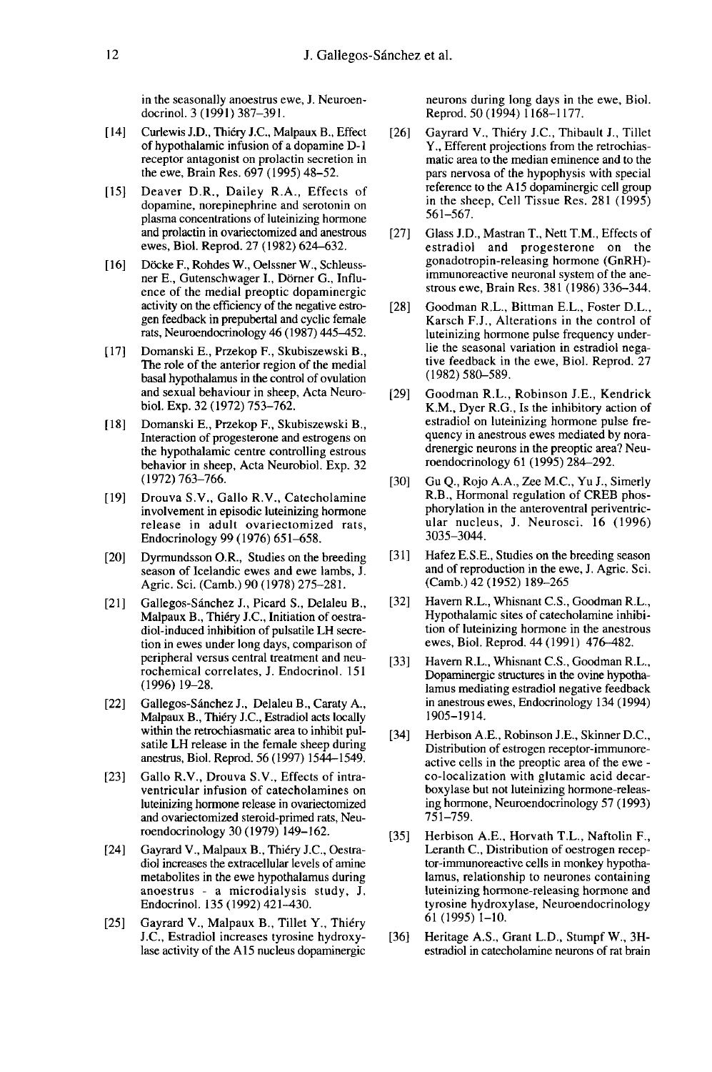in the seasonally anoestrus ewe, J. Neuroendocrinol. 3 (1991) 387–391.

[14] Curlewis J.D., Thiéry J.C., Malpaux B., Effect of hypothalamic infusion of a dopamine D-1 receptor antagonist on prolactin secretion in the ewe, Brain Res. 697 (1995) 48–52.

[15] Deaver D.R., Dailey R.A., Effects of dopamine, norepinephrine and serotonin on plasma concentrations of luteinizing hormone and prolactin in ovariectomized and anestrous ewes, Biol. Reprod. 27 (1982) 624–632.

[16] Döcke F., Rohdes W., Oelssner W., Schleussner E., Gutenschwager I., Dörner G., Influence of the medial preoptic dopaminergic activity on the efficiency of the negative estrogen feedback in prepubertal and cyclic female rats, Neuroendocrinology 46 (1987) 445–452.

[17] Domanski E., Przekop F., Skubiszewski B., The role of the anterior region of the medial basal hypothalamus in the control of ovulation and sexual behaviour in sheep, Acta Neurobiol. Exp. 32 (1972) 753–762.

[18] Domanski E., Przekop F., Skubiszewski B., Interaction of progesterone and estrogens on the hypothalamic centre controlling estrous behavior in sheep, Acta Neurobiol. Exp. 32 (1972) 763–766.

[19] Drouva S.V., Gallo R.V., Catecholamine involvement in episodic luteinizing hormone release in adult ovariectomized rats, Endocrinology 99 (1976) 651–658.

[20] Dyrmundsson O.R., Studies on the breeding season of Icelandic ewes and ewe lambs, J. Agric. Sci. (Camb.) 90 (1978) 275–281.

[21] Gallegos-Sánchez J., Picard S., Delaleu B., Malpaux B., Thiéry J.C., Initiation of oestradiol-induced inhibition of pulsatile LH secretion in ewes under long days, comparison of peripheral versus central treatment and neurochemical correlates, J. Endocrinol. 151 (1996) 19–28.

[22] Gallegos-Sánchez J., Delaleu B., Caraty A., Malpaux B., Thiéry J.C., Estradiol acts locally within the retrochiasmatic area to inhibit pulsatile LH release in the female sheep during anestrus, Biol. Reprod. 56 (1997) 1544–1549.

[23] Gallo R.V., Drouva S.V., Effects of intraventricular infusion of catecholamines on luteinizing hormone release in ovariectomized and ovariectomized steroid-primed rats, Neuroendocrinology 30 (1979) 149–162.

[24] Gayrard V., Malpaux B., Thiéry J.C., Oestradiol increases the extracellular levels of amine metabolites in the ewe hypothalamus during anoestrus - a microdialysis study, J. Endocrinol. 135 (1992) 421–430.

[25] Gayrard V., Malpaux B., Tillet Y., Thiéry J.C., Estradiol increases tyrosine hydroxylase activity of the A15 nucleus dopaminergic neurons during long days in the ewe, Biol. Reprod. 50 (1994) 1168–1177.

[26] Gayrard V., Thiéry J.C., Thibault J., Tillet Y., Efferent projections from the retrochiasmatic area to the median eminence and to the pars nervosa of the hypophysis with special reference to the A15 dopaminergic cell group in the sheep, Cell Tissue Res. 281 (1995) 561–567.

[27] Glass J.D., Mastran T., Nett T.M., Effects of estradiol and progesterone on the gonadotropin-releasing hormone (GnRH)-immunoreactive neuronal system of the anestrous ewe, Brain Res. 381 (1986) 336–344.

[28] Goodman R.L., Bittman E.L., Foster D.L., Karsch F.J., Alterations in the control of luteinizing hormone pulse frequency underlie the seasonal variation in estradiol negative feedback in the ewe, Biol. Reprod. 27 (1982) 580–589.

[29] Goodman R.L., Robinson J.E., Kendrick K.M., Dyer R.G., Is the inhibitory action of estradiol on luteinizing hormone pulse frequency in anestrous ewes mediated by noradrenergic neurons in the preoptic area? Neuroendocrinology 61 (1995) 284–292.

[30] Gu Q., Rojo A.A., Zee M.C., Yu J., Simerly R.B., Hormonal regulation of CREB phosphorylation in the anteroventral periventricular nucleus, J. Neurosci. 16 (1996) 3035–3044.

[31] Hafez E.S.E., Studies on the breeding season and of reproduction in the ewe, J. Agric. Sci. (Camb.) 42 (1952) 189–265

[32] Havern R.L., Whisnant C.S., Goodman R.L., Hypothalamic sites of catecholamine inhibition of luteinizing hormone in the anestrous ewes, Biol. Reprod. 44 (1991) 476–482.

[33] Havern R.L., Whisnant C.S., Goodman R.L., Dopaminergic structures in the ovine hypothalamus mediating estradiol negative feedback in anestrous ewes, Endocrinology 134 (1994) 1905–1914.

[34] Herbison A.E., Robinson J.E., Skinner D.C., Distribution of estrogen receptor-immunoreactive cells in the preoptic area of the ewe - co-localization with glutamic acid decarboxylase but not luteinizing hormone-releasing hormone, Neuroendocrinology 57 (1993) 751–759.

[35] Herbison A.E., Horvath T.L., Naftolin F., Leranth C., Distribution of oestrogen receptor-immunoreactive cells in monkey hypothalamus, relationship to neurones containing luteinizing hormone-releasing hormone and tyrosine hydroxylase, Neuroendocrinology 61 (1995) 1–10.

[36] Heritage A.S., Grant L.D., Stumpf W., 3H-estradiol in catecholamine neurons of rat brain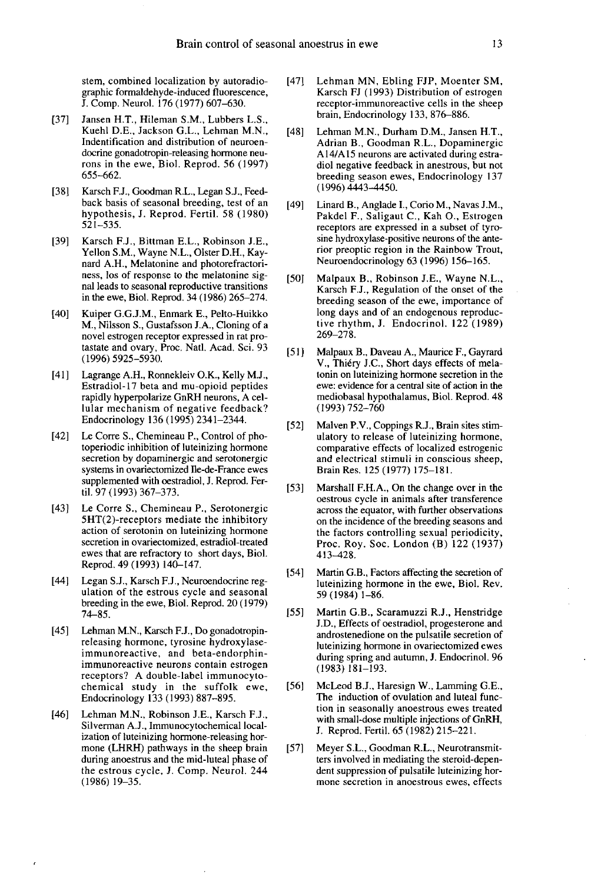stem, combined localization by autoradiographic formaldehyde-induced fluorescence, J. Comp. Neurol. 176 (1977) 607–630.

[37] Jansen H.T., Hileman S.M., Lubbers L.S., Kuehl D.E., Jackson G.L., Lehman M.N., Indentification and distribution of neuroendocrine gonadotropin-releasing hormone neurons in the ewe, Biol. Reprod. 56 (1997) 655–662.

[38] Karsch F.J., Goodman R.L., Legan S.J., Feedback basis of seasonal breeding, test of an hypothesis, J. Reprod. Fertil. 58 (1980) 521–535.

[39] Karsch F.J., Bittman E.L., Robinson J.E., Yellon S.M., Wayne N.L., Olster D.H., Kaynard A.H., Melatonine and photorefractoriness, los of response to the melatonine signal leads to seasonal reproductive transitions in the ewe, Biol. Reprod. 34 (1986) 265–274.

[40] Kuiper G.G.J.M., Enmark E., Pelto-Huikko M., Nilsson S., Gustafsson J.A., Cloning of a novel estrogen receptor expressed in rat prostatate and ovary, Proc. Natl. Acad. Sci. 93 (1996) 5925–5930.

[41] Lagrange A.H., Ronnekleiv O.K., Kelly M.J., Estradiol-17 beta and mu-opioid peptides rapidly hyperpolarize GnRH neurons, A cellular mechanism of negative feedback? Endocrinology 136 (1995) 2341–2344.

[42] Le Corre S., Chemineau P., Control of photoperiodic inhibition of luteinizing hormone secretion by dopaminergic and serotonergic systems in ovariectomized Ile-de-France ewes supplemented with oestradiol, J. Reprod. Fertil. 97 (1993) 367–373.

[43] Le Corre S., Chemineau P., Serotonergic 5HT(2)-receptors mediate the inhibitory action of serotonin on luteinizing hormone secretion in ovariectomized, estradiol-treated ewes that are refractory to short days, Biol. Reprod. 49 (1993) 140–147.

[44] Legan S.J., Karsch F.J., Neuroendocrine regulation of the estrous cycle and seasonal breeding in the ewe, Biol. Reprod. 20 (1979) 74–85.

[45] Lehman M.N., Karsch F.J., Do gonadotropin-releasing hormone, tyrosine hydroxylase-immunoreactive, and beta-endorphin-immunoreactive neurons contain estrogen receptors? A double-label immunocytochemical study in the suffolk ewe, Endocrinology 133 (1993) 887–895.

[46] Lehman M.N., Robinson J.E., Karsch F.J., Silverman A.J., Immunocytochemical localization of luteinizing hormone-releasing hormone (LHRH) pathways in the sheep brain during anoestrus and the mid-luteal phase of the estrous cycle, J. Comp. Neurol. 244 (1986) 19–35.

[47] Lehman MN, Ebling FJP, Moenter SM, Karsch FJ (1993) Distribution of estrogen receptor-immunoreactive cells in the sheep brain, Endocrinology 133, 876–886.

[48] Lehman M.N., Durham D.M., Jansen H.T., Adrian B., Goodman R.L., Dopaminergic A14/A15 neurons are activated during estradiol negative feedback in anestrous, but not breeding season ewes, Endocrinology 137 (1996) 4443–4450.

[49] Linard B., Anglade I., Corio M., Navas J.M., Pakdel F., Saligaut C., Kah O., Estrogen receptors are expressed in a subset of tyrosine hydroxylase-positive neurons of the anterior preoptic region in the Rainbow Trout, Neuroendocrinology 63 (1996) 156–165.

[50] Malpaux B., Robinson J.E., Wayne N.L., Karsch F.J., Regulation of the onset of the breeding season of the ewe, importance of long days and of an endogenous reproductive rhythm, J. Endocrinol. 122 (1989) 269–278.

[51] Malpaux B., Daveau A., Maurice F., Gayrard V., Thiéry J.C., Short days effects of melatonin on luteinizing hormone secretion in the ewe: evidence for a central site of action in the mediobasal hypothalamus, Biol. Reprod. 48 (1993) 752–760

[52] Malven P.V., Coppings R.J., Brain sites stimulatory to release of luteinizing hormone, comparative effects of localized estrogenic and electrical stimuli in conscious sheep, Brain Res. 125 (1977) 175–181.

[53] Marshall F.H.A., On the change over in the oestrous cycle in animals after transference across the equator, with further observations on the incidence of the breeding seasons and the factors controlling sexual periodicity, Proc. Roy. Soc. London (B) 122 (1937) 413–428.

[54] Martin G.B., Factors affecting the secretion of luteinizing hormone in the ewe, Biol. Rev. 59 (1984) 1–86.

[55] Martin G.B., Scaramuzzi R.J., Henstridge J.D., Effects of oestradiol, progesterone and androstenedione on the pulsatile secretion of luteinizing hormone in ovariectomized ewes during spring and autumn, J. Endocrinol. 96 (1983) 181–193.

[56] McLeod B.J., Haresign W., Lamming G.E., The induction of ovulation and luteal function in seasonally anoestrous ewes treated with small-dose multiple injections of GnRH, J. Reprod. Fertil. 65 (1982) 215–221.

[57] Meyer S.L., Goodman R.L., Neurotransmitters involved in mediating the steroid-dependent suppression of pulsatile luteinizing hormone secretion in anoestrous ewes, effects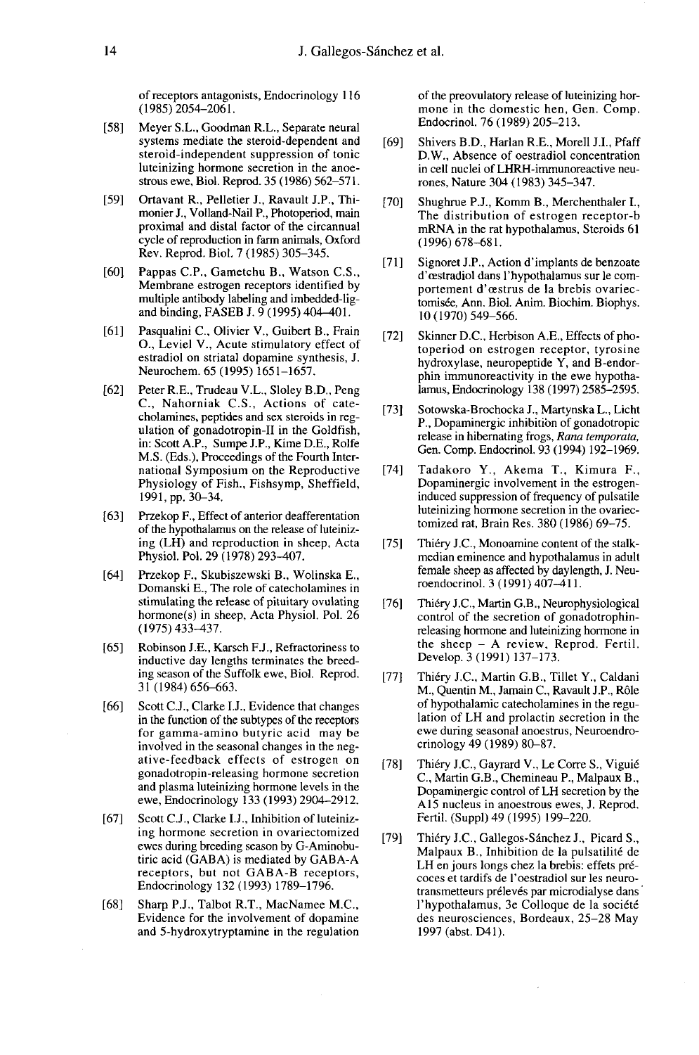of receptors antagonists, Endocrinology 116 (1985) 2054–2061.

[58] Meyer S.L., Goodman R.L., Separate neural systems mediate the steroid-dependent and steroid-independent suppression of tonic luteinizing hormone secretion in the anoestrous ewe, Biol. Reprod. 35 (1986) 562–571.

[59] Ortavant R., Pelletier J., Ravault J.P., Thimonier J., Volland-Nail P., Photoperiod, main proximal and distal factor of the circannual cycle of reproduction in farm animals, Oxford Rev. Reprod. Biol. 7 (1985) 305–345.

[60] Pappas C.P., Gametchu B., Watson C.S., Membrane estrogen receptors identified by multiple antibody labeling and imbedded-ligand binding, FASEB J. 9 (1995) 404–401.

[61] Pasqualini C., Olivier V., Guibert B., Frain O., Leviel V., Acute stimulatory effect of estradiol on striatal dopamine synthesis, J. Neurochem. 65 (1995) 1651–1657.

[62] Peter R.E., Trudeau V.L., Sloley B.D., Peng C., Nahorniak C.S., Actions of catecholamines, peptides and sex steroids in regulation of gonadotropin-II in the Goldfish, in: Scott A.P., Sumpe J.P., Kime D.E., Rolfe M.S. (Eds.), Proceedings of the Fourth International Symposium on the Reproductive Physiology of Fish., Fishsymp, Sheffield, 1991, pp. 30–34.

[63] Przekop F., Effect of anterior deafferentation of the hypothalamus on the release of luteinizing (LH) and reproduction in sheep, Acta Physiol. Pol. 29 (1978) 293–407.

[64] Przekop F., Skubiszewski B., Wolinska E., Domanski E., The role of catecholamines in stimulating the release of pituitary ovulating hormone(s) in sheep, Acta Physiol. Pol. 26 (1975) 433–437.

[65] Robinson J.E., Karsch F.J., Refractoriness to inductive day lengths terminates the breeding season of the Suffolk ewe, Biol. Reprod. 31 (1984) 656–663.

[66] Scott C.J., Clarke I.J., Evidence that changes in the function of the subtypes of the receptors for gamma-amino butyric acid may be involved in the seasonal changes in the negative-feedback effects of estrogen on gonadotropin-releasing hormone secretion and plasma luteinizing hormone levels in the ewe, Endocrinology 133 (1993) 2904–2912.

[67] Scott C.J., Clarke I.J., Inhibition of luteinizing hormone secretion in ovariectomized ewes during breeding season by G-Aminobutiric acid (GABA) is mediated by GABA-A receptors, but not GABA-B receptors, Endocrinology 132 (1993) 1789–1796.

[68] Sharp P.J., Talbot R.T., MacNamee M.C., Evidence for the involvement of dopamine and 5-hydroxytryptamine in the regulation of the preovulatory release of luteinizing hormone in the domestic hen, Gen. Comp. Endocrinol. 76 (1989) 205–213.

[69] Shivers B.D., Harlan R.E., Morell J.I., Pfaff D.W., Absence of oestradiol concentration in cell nuclei of LHRH-immunoreactive neurones, Nature 304 (1983) 345–347.

[70] Shughrue P.J., Komm B., Merchenthaler I., The distribution of estrogen receptor-b mRNA in the rat hypothalamus, Steroids 61 (1996) 678–681.

[71] Signoret J.P., Action d'implants de benzoate d'œstradiol dans l'hypothalamus sur le comportement d'œstrus de la brebis ovariectomisée, Ann. Biol. Anim. Biochim. Biophys. 10 (1970) 549–566.

[72] Skinner D.C., Herbison A.E., Effects of photoperiod on estrogen receptor, tyrosine hydroxylase, neuropeptide Y, and B-endorphin immunoreactivity in the ewe hypothalamus, Endocrinology 138 (1997) 2585–2595.

[73] Sotowska-Brochocka J., Martynska L., Licht P., Dopaminergic inhibition of gonadotropic release in hibernating frogs, *Rana temporata*, Gen. Comp. Endocrinol. 93 (1994) 192–1969.

[74] Tadakoro Y., Akema T., Kimura F., Dopaminergic involvement in the estrogen-induced suppression of frequency of pulsatile luteinizing hormone secretion in the ovariectomized rat, Brain Res. 380 (1986) 69–75.

[75] Thiéry J.C., Monoamine content of the stalk-median eminence and hypothalamus in adult female sheep as affected by daylength, J. Neuroendocrinol. 3 (1991) 407–411.

[76] Thiéry J.C., Martin G.B., Neurophysiological control of the secretion of gonadotrophin-releasing hormone and luteinizing hormone in the sheep – A review, Reprod. Fertil. Develop. 3 (1991) 137–173.

[77] Thiéry J.C., Martin G.B., Tillet Y., Caldani M., Quentin M., Jamain C., Ravault J.P., Rôle of hypothalamic catecholamines in the regulation of LH and prolactin secretion in the ewe during seasonal anoestrus, Neuroendocrinology 49 (1989) 80–87.

[78] Thiéry J.C., Gayrard V., Le Corre S., Viguié C., Martin G.B., Chemineau P., Malpaux B., Dopaminergic control of LH secretion by the A15 nucleus in anoestrous ewes, J. Reprod. Fertil. (Suppl) 49 (1995) 199–220.

[79] Thiéry J.C., Gallegos-Sánchez J., Picard S., Malpaux B., Inhibition de la pulsatilité de LH en jours longs chez la brebis: effets précoces et tardifs de l'oestradiol sur les neurotransmetteurs prélevés par microdialyse dans l'hypothalamus, 3e Colloque de la société des neurosciences, Bordeaux, 25–28 May 1997 (abst. D41).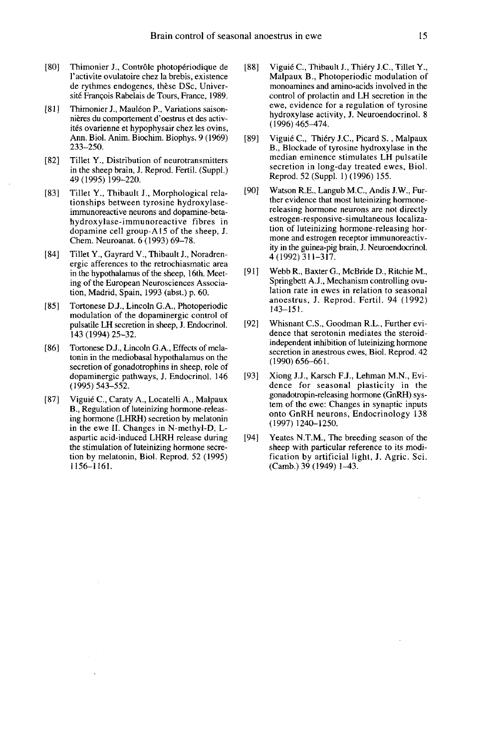[80] Thimonier J., Contrôle photopériodique de l'activite ovulatoire chez la brebis, existence de rythmes endogenes, thèse DSc, Université François Rabelais de Tours, France, 1989.

[81] Thimonier J., Mauléon P., Variations saisonnières du comportement d'oestrus et des activités ovarienne et hypophysair chez les ovins, Ann. Biol. Anim. Biochim. Biophys. 9 (1969) 233–250.

[82] Tillet Y., Distribution of neurotransmitters in the sheep brain, J. Reprod. Fertil. (Suppl.) 49 (1995) 199–220.

[83] Tillet Y., Thibault J., Morphological relationships between tyrosine hydroxylase-immunoreactive neurons and dopamine-beta-hydroxylase-immunoreactive fibres in dopamine cell group-A15 of the sheep, J. Chem. Neuroanat. 6 (1993) 69–78.

[84] Tillet Y., Gayrard V., Thibault J., Noradrenergic afferences to the retrochiasmatic area in the hypothalamus of the sheep, 16th. Meeting of the European Neurosciences Association, Madrid, Spain, 1993 (abst.) p. 60.

[85] Tortonese D.J., Lincoln G.A., Photoperiodic modulation of the dopaminergic control of pulsatile LH secretion in sheep, J. Endocrinol. 143 (1994) 25–32.

[86] Tortonese D.J., Lincoln G.A., Effects of melatonin in the mediobasal hypothalamus on the secretion of gonadotrophins in sheep, role of dopaminergic pathways, J. Endocrinol. 146 (1995) 543–552.

[87] Viguié C., Caraty A., Locatelli A., Malpaux B., Regulation of luteinizing hormone-releasing hormone (LHRH) secretion by melatonin in the ewe II. Changes in N-methyl-D, L-aspartic acid-induced LHRH release during the stimulation of luteinizing hormone secretion by melatonin, Biol. Reprod. 52 (1995) 1156–1161.

[88] Viguié C., Thibault J., Thiéry J.C., Tillet Y., Malpaux B., Photoperiodic modulation of monoamines and amino-acids involved in the control of prolactin and LH secretion in the ewe, evidence for a regulation of tyrosine hydroxylase activity, J. Neuroendocrinol. 8 (1996) 465–474.

[89] Viguié C., Thiéry J.C., Picard S. , Malpaux B., Blockade of tyrosine hydroxylase in the median eminence stimulates LH pulsatile secretion in long-day treated ewes, Biol. Reprod. 52 (Suppl. 1) (1996) 155.

[90] Watson R.E., Langub M.C., Andis J.W., Further evidence that most luteinizing hormone-releasing hormone neurons are not directly estrogen-responsive-simultaneous localization of luteinizing hormone-releasing hormone and estrogen receptor immunoreactivity in the guinea-pig brain, J. Neuroendocrinol. 4 (1992) 311–317.

[91] Webb R., Baxter G., McBride D., Ritchie M., Springbett A.J., Mechanism controlling ovulation rate in ewes in relation to seasonal anoestrus, J. Reprod. Fertil. 94 (1992) 143–151.

[92] Whisnant C.S., Goodman R.L., Further evidence that serotonin mediates the steroid-independent inhibition of luteinizing hormone secretion in anestrous ewes, Biol. Reprod. 42 (1990) 656–661.

[93] Xiong J.J., Karsch F.J., Lehman M.N., Evidence for seasonal plasticity in the gonadotropin-releasing hormone (GnRH) system of the ewe: Changes in synaptic inputs onto GnRH neurons, Endocrinology 138 (1997) 1240–1250.

[94] Yeates N.T.M., The breeding season of the sheep with particular reference to its modification by artificial light, J. Agric. Sci. (Camb.) 39 (1949) 1–43.